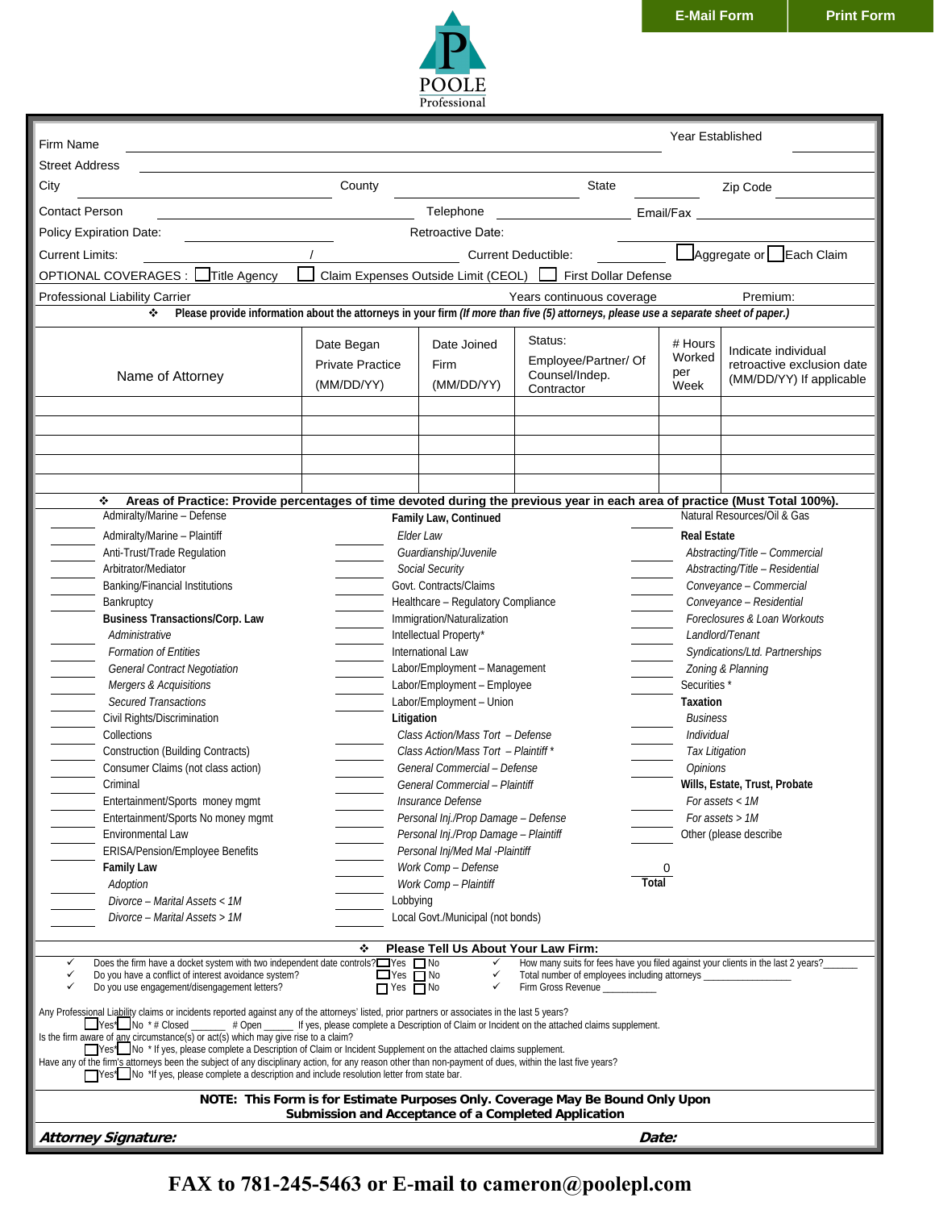E-Mail Form | Print Form

POOLE Professional

Firm Name ________________________________ Year Established ________

Street Address ________________________________

City ____________ County ____________ State ______ Zip Code ________

Contact Person ____________ Telephone ____________ Email/Fax ____________

Policy Expiration Date: ____________ Retroactive Date: ____________

Current Limits: ________ / ________ Current Deductible: ________ ☐ Aggregate or ☐ Each Claim

OPTIONAL COVERAGES : ☐ Title Agency ☐ Claim Expenses Outside Limit (CEOL) ☐ First Dollar Defense

Professional Liability Carrier ____________ Years continuous coverage ________ Premium: ________

❖ **Please provide information about the attorneys in your firm *(If more than five (5) attorneys, please use a separate sheet of paper.)***

| Name of Attorney | Date Began Private Practice (MM/DD/YY) | Date Joined Firm (MM/DD/YY) | Status: Employee/Partner/ Of Counsel/Indep. Contractor | # Hours Worked per Week | Indicate individual retroactive exclusion date (MM/DD/YY) If applicable |
|---|---|---|---|---|---|
| | | | | | |
| | | | | | |
| | | | | | |
| | | | | | |
| | | | | | |

❖ **Areas of Practice: Provide percentages of time devoted during the previous year in each area of practice (Must Total 100%).**

| % | Area | % | Area | % | Area |
|---|---|---|---|---|---|
| | Admiralty/Marine – Defense | | **Family Law, Continued** | | Natural Resources/Oil & Gas |
| | Admiralty/Marine – Plaintiff | | *Elder Law* | | **Real Estate** |
| | Anti-Trust/Trade Regulation | | *Guardianship/Juvenile* | | *Abstracting/Title – Commercial* |
| | Arbitrator/Mediator | | *Social Security* | | *Abstracting/Title – Residential* |
| | Banking/Financial Institutions | | Govt. Contracts/Claims | | *Conveyance – Commercial* |
| | Bankruptcy | | Healthcare – Regulatory Compliance | | *Conveyance – Residential* |
| | **Business Transactions/Corp. Law** | | Immigration/Naturalization | | *Foreclosures & Loan Workouts* |
| | *Administrative* | | Intellectual Property* | | *Landlord/Tenant* |
| | *Formation of Entities* | | International Law | | *Syndications/Ltd. Partnerships* |
| | *General Contract Negotiation* | | Labor/Employment – Management | | *Zoning & Planning* |
| | *Mergers & Acquisitions* | | Labor/Employment – Employee | | Securities * |
| | *Secured Transactions* | | Labor/Employment – Union | | **Taxation** |
| | Civil Rights/Discrimination | | **Litigation** | | *Business* |
| | Collections | | *Class Action/Mass Tort – Defense* | | *Individual* |
| | Construction (Building Contracts) | | *Class Action/Mass Tort – Plaintiff ** | | *Tax Litigation* |
| | Consumer Claims (not class action) | | *General Commercial – Defense* | | *Opinions* |
| | Criminal | | *General Commercial – Plaintiff* | | **Wills, Estate, Trust, Probate** |
| | Entertainment/Sports money mgmt | | *Insurance Defense* | | *For assets < 1M* |
| | Entertainment/Sports No money mgmt | | *Personal Inj./Prop Damage – Defense* | | *For assets > 1M* |
| | Environmental Law | | *Personal Inj./Prop Damage – Plaintiff* | | Other (please describe |
| | ERISA/Pension/Employee Benefits | | *Personal Inj/Med Mal -Plaintiff* | | |
| | **Family Law** | | *Work Comp – Defense* | 0 | **Total** |
| | *Adoption* | | *Work Comp – Plaintiff* | | |
| | *Divorce – Marital Assets < 1M* | | Lobbying | | |
| | *Divorce – Marital Assets > 1M* | | Local Govt./Municipal (not bonds) | | |

❖ **Please Tell Us About Your Law Firm:**

- ✓ Does the firm have a docket system with two independent date controls? ☐ Yes ☐ No
- ✓ Do you have a conflict of interest avoidance system? ☐ Yes ☐ No
- ✓ Do you use engagement/disengagement letters? ☐ Yes ☐ No
- ✓ How many suits for fees have you filed against your clients in the last 2 years? ______
- ✓ Total number of employees including attorneys ________________
- ✓ Firm Gross Revenue __________

Any Professional Liability claims or incidents reported against any of the attorneys' listed, prior partners or associates in the last 5 years?
☐ Yes* ☐ No * # Closed ________ # Open ______ If yes, please complete a Description of Claim or Incident on the attached claims supplement.

Is the firm aware of any circumstance(s) or act(s) which may give rise to a claim?
☐ Yes* ☐ No * If yes, please complete a Description of Claim or Incident Supplement on the attached claims supplement.

Have any of the firm's attorneys been the subject of any disciplinary action, for any reason other than non-payment of dues, within the last five years?
☐ Yes* ☐ No *If yes, please complete a description and include resolution letter from state bar.

**NOTE: This Form is for Estimate Purposes Only. Coverage May Be Bound Only Upon Submission and Acceptance of a Completed Application**

***Attorney Signature:*** ________________ ***Date:*** ________

**FAX to 781-245-5463 or E-mail to cameron@poolepl.com**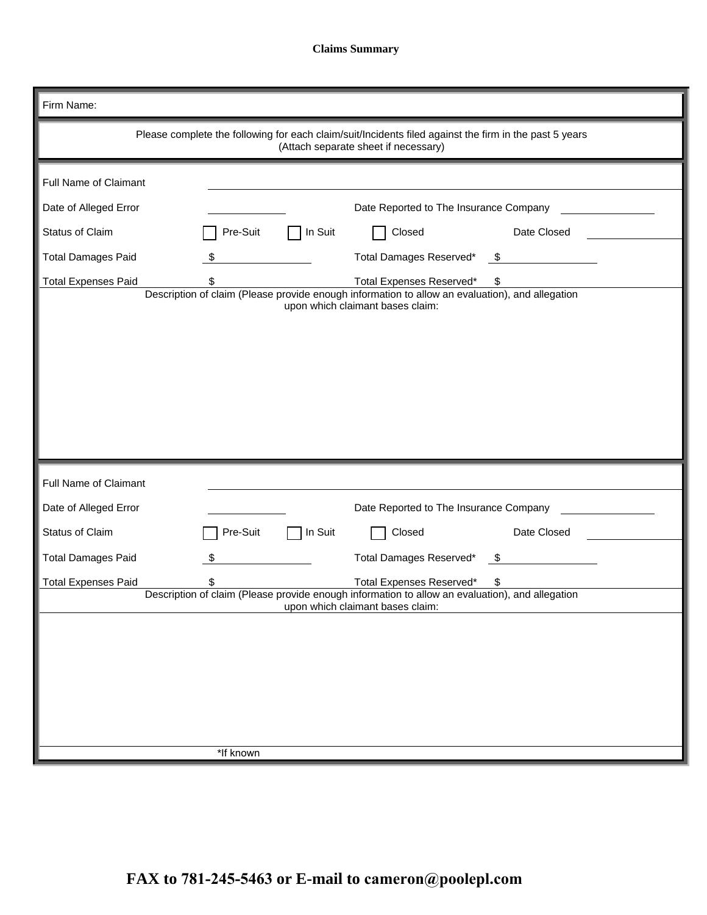**Claims Summary**

Firm Name:

Please complete the following for each claim/suit/Incidents filed against the firm in the past 5 years
(Attach separate sheet if necessary)

Full Name of Claimant ______________________________

Date of Alleged Error ____________ Date Reported to The Insurance Company ____________

Status of Claim ☐ Pre-Suit ☐ In Suit ☐ Closed Date Closed ____________

Total Damages Paid $ ____________ Total Damages Reserved* $ ____________

Total Expenses Paid $ Total Expenses Reserved* $

Description of claim (Please provide enough information to allow an evaluation), and allegation upon which claimant bases claim:

Full Name of Claimant ______________________________

Date of Alleged Error ____________ Date Reported to The Insurance Company ____________

Status of Claim ☐ Pre-Suit ☐ In Suit ☐ Closed Date Closed ____________

Total Damages Paid $ ____________ Total Damages Reserved* $ ____________

Total Expenses Paid $ Total Expenses Reserved* $

Description of claim (Please provide enough information to allow an evaluation), and allegation upon which claimant bases claim:

*If known

**FAX to 781-245-5463 or E-mail to cameron@poolepl.com**